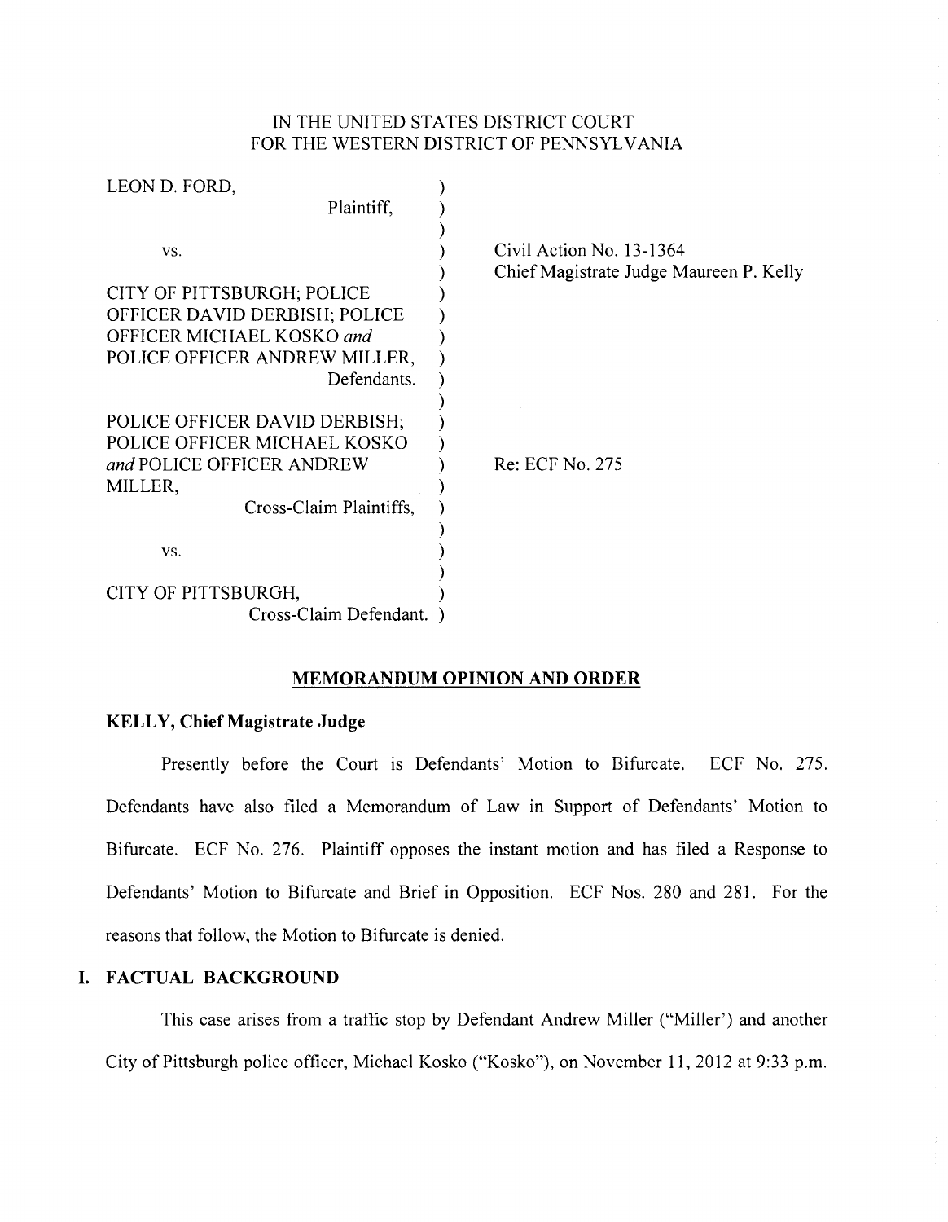IN THE UNITED STATES DISTRICT COURT
FOR THE WESTERN DISTRICT OF PENNSYLVANIA

LEON D. FORD,
Plaintiff,

vs.

CITY OF PITTSBURGH; POLICE OFFICER DAVID DERBISH; POLICE OFFICER MICHAEL KOSKO *and* POLICE OFFICER ANDREW MILLER,
Defendants.

POLICE OFFICER DAVID DERBISH; POLICE OFFICER MICHAEL KOSKO *and* POLICE OFFICER ANDREW MILLER,
Cross-Claim Plaintiffs,

vs.

CITY OF PITTSBURGH,
Cross-Claim Defendant.

Civil Action No. 13-1364
Chief Magistrate Judge Maureen P. Kelly

Re: ECF No. 275

## MEMORANDUM OPINION AND ORDER

**KELLY, Chief Magistrate Judge**

Presently before the Court is Defendants' Motion to Bifurcate. ECF No. 275. Defendants have also filed a Memorandum of Law in Support of Defendants' Motion to Bifurcate. ECF No. 276. Plaintiff opposes the instant motion and has filed a Response to Defendants' Motion to Bifurcate and Brief in Opposition. ECF Nos. 280 and 281. For the reasons that follow, the Motion to Bifurcate is denied.

### I. FACTUAL BACKGROUND

This case arises from a traffic stop by Defendant Andrew Miller ("Miller') and another City of Pittsburgh police officer, Michael Kosko ("Kosko"), on November 11, 2012 at 9:33 p.m.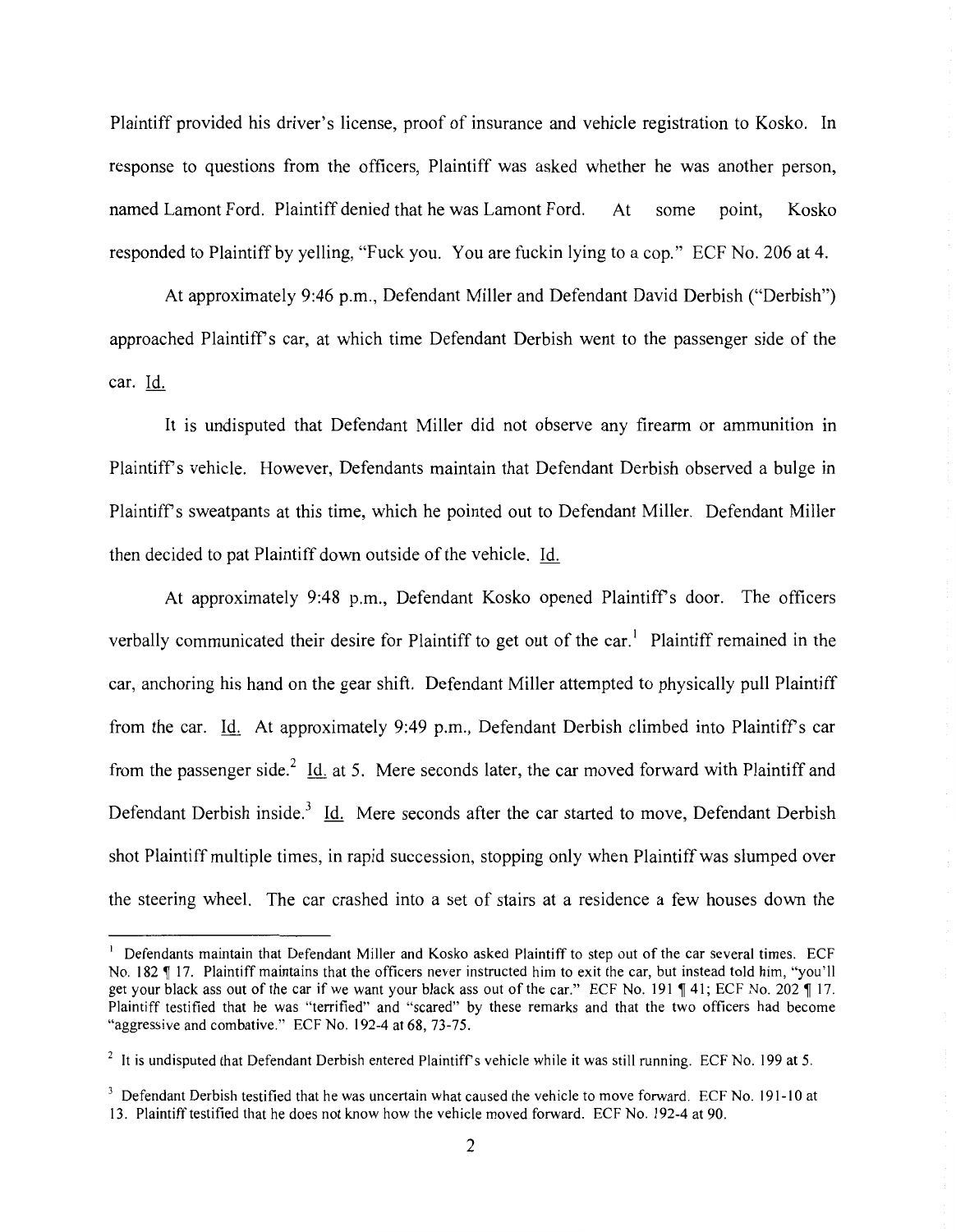Plaintiff provided his driver's license, proof of insurance and vehicle registration to Kosko. In response to questions from the officers, Plaintiff was asked whether he was another person, named Lamont Ford. Plaintiff denied that he was Lamont Ford. At some point, Kosko responded to Plaintiff by yelling, "Fuck you. You are fuckin lying to a cop." ECF No. 206 at 4.

At approximately 9:46 p.m., Defendant Miller and Defendant David Derbish ("Derbish") approached Plaintiff's car, at which time Defendant Derbish went to the passenger side of the car. Id.

It is undisputed that Defendant Miller did not observe any firearm or ammunition in Plaintiff's vehicle. However, Defendants maintain that Defendant Derbish observed a bulge in Plaintiff's sweatpants at this time, which he pointed out to Defendant Miller. Defendant Miller then decided to pat Plaintiff down outside of the vehicle. Id.

At approximately 9:48 p.m., Defendant Kosko opened Plaintiff's door. The officers verbally communicated their desire for Plaintiff to get out of the car.[1] Plaintiff remained in the car, anchoring his hand on the gear shift. Defendant Miller attempted to physically pull Plaintiff from the car. Id. At approximately 9:49 p.m., Defendant Derbish climbed into Plaintiff's car from the passenger side.[2] Id. at 5. Mere seconds later, the car moved forward with Plaintiff and Defendant Derbish inside.[3] Id. Mere seconds after the car started to move, Defendant Derbish shot Plaintiff multiple times, in rapid succession, stopping only when Plaintiff was slumped over the steering wheel. The car crashed into a set of stairs at a residence a few houses down the

---

[1] Defendants maintain that Defendant Miller and Kosko asked Plaintiff to step out of the car several times. ECF No. 182 ¶ 17. Plaintiff maintains that the officers never instructed him to exit the car, but instead told him, "you'll get your black ass out of the car if we want your black ass out of the car." ECF No. 191 ¶ 41; ECF No. 202 ¶ 17. Plaintiff testified that he was "terrified" and "scared" by these remarks and that the two officers had become "aggressive and combative." ECF No. 192-4 at 68, 73-75.

[2] It is undisputed that Defendant Derbish entered Plaintiff's vehicle while it was still running. ECF No. 199 at 5.

[3] Defendant Derbish testified that he was uncertain what caused the vehicle to move forward. ECF No. 191-10 at 13. Plaintiff testified that he does not know how the vehicle moved forward. ECF No. 192-4 at 90.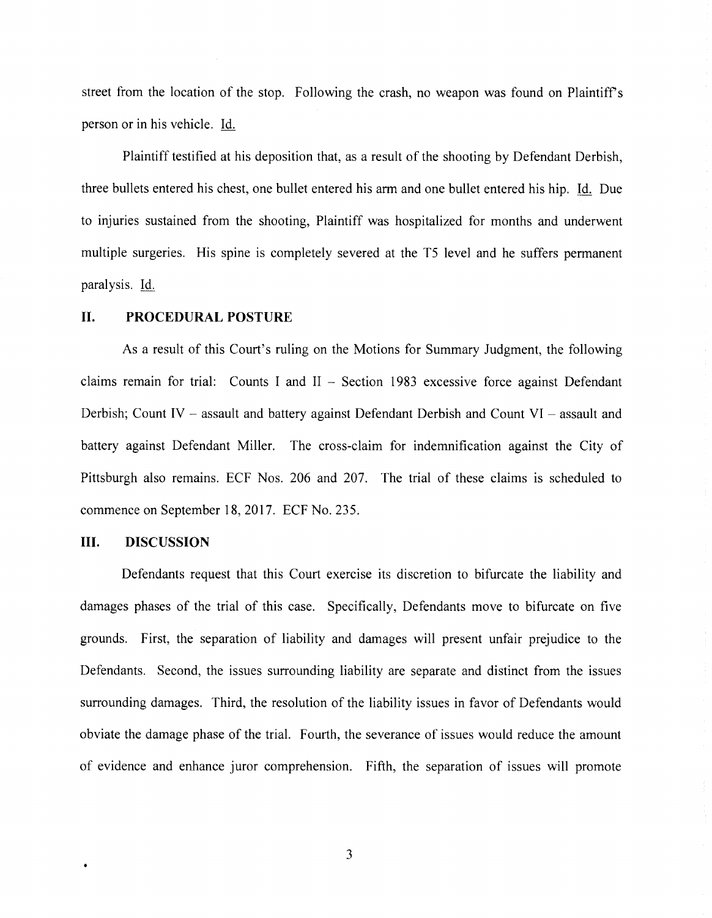street from the location of the stop. Following the crash, no weapon was found on Plaintiff's person or in his vehicle. Id.

Plaintiff testified at his deposition that, as a result of the shooting by Defendant Derbish, three bullets entered his chest, one bullet entered his arm and one bullet entered his hip. Id. Due to injuries sustained from the shooting, Plaintiff was hospitalized for months and underwent multiple surgeries. His spine is completely severed at the T5 level and he suffers permanent paralysis. Id.

## II. PROCEDURAL POSTURE

As a result of this Court's ruling on the Motions for Summary Judgment, the following claims remain for trial: Counts I and II – Section 1983 excessive force against Defendant Derbish; Count IV – assault and battery against Defendant Derbish and Count VI – assault and battery against Defendant Miller. The cross-claim for indemnification against the City of Pittsburgh also remains. ECF Nos. 206 and 207. The trial of these claims is scheduled to commence on September 18, 2017. ECF No. 235.

## III. DISCUSSION

Defendants request that this Court exercise its discretion to bifurcate the liability and damages phases of the trial of this case. Specifically, Defendants move to bifurcate on five grounds. First, the separation of liability and damages will present unfair prejudice to the Defendants. Second, the issues surrounding liability are separate and distinct from the issues surrounding damages. Third, the resolution of the liability issues in favor of Defendants would obviate the damage phase of the trial. Fourth, the severance of issues would reduce the amount of evidence and enhance juror comprehension. Fifth, the separation of issues will promote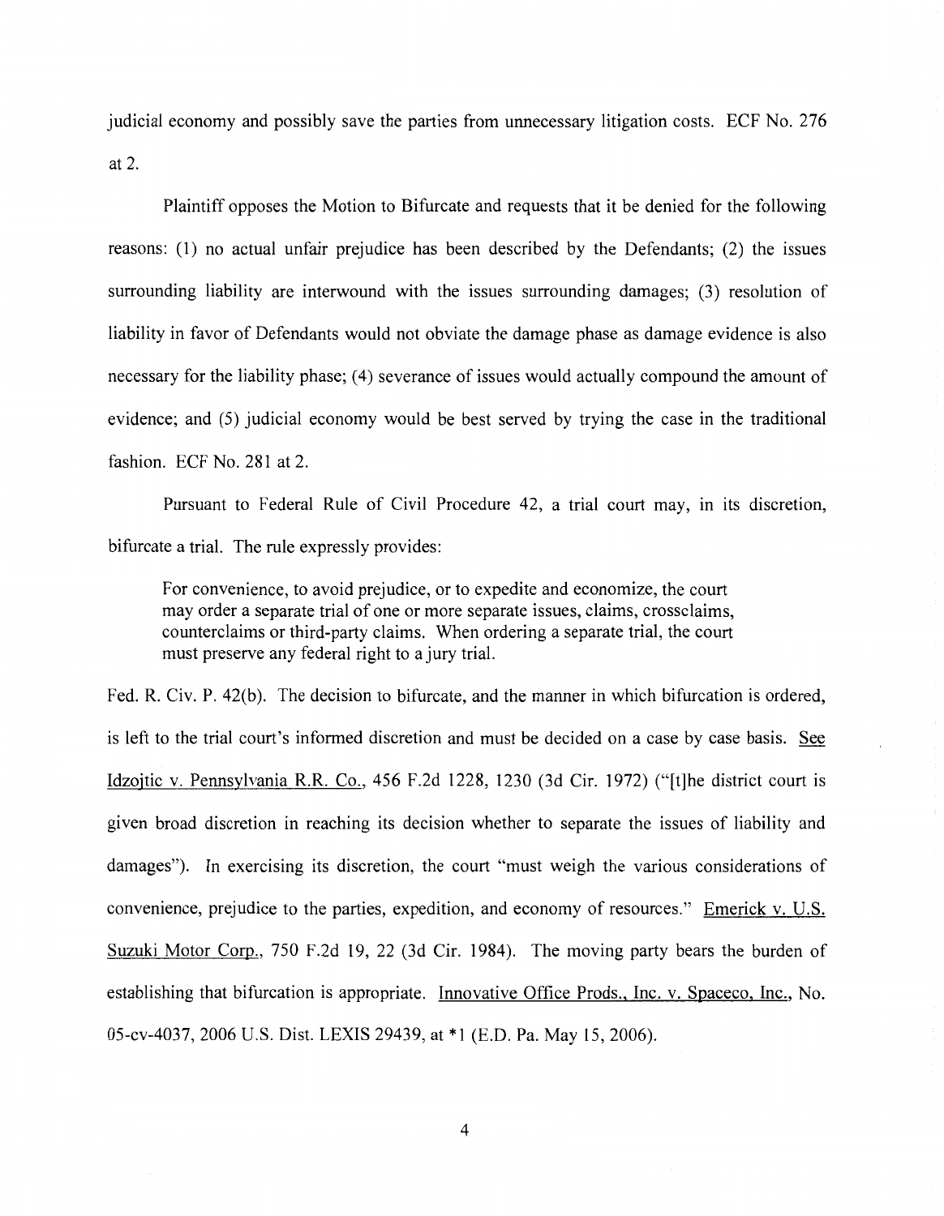judicial economy and possibly save the parties from unnecessary litigation costs. ECF No. 276 at 2.

Plaintiff opposes the Motion to Bifurcate and requests that it be denied for the following reasons: (1) no actual unfair prejudice has been described by the Defendants; (2) the issues surrounding liability are interwound with the issues surrounding damages; (3) resolution of liability in favor of Defendants would not obviate the damage phase as damage evidence is also necessary for the liability phase; (4) severance of issues would actually compound the amount of evidence; and (5) judicial economy would be best served by trying the case in the traditional fashion. ECF No. 281 at 2.

Pursuant to Federal Rule of Civil Procedure 42, a trial court may, in its discretion, bifurcate a trial. The rule expressly provides:

> For convenience, to avoid prejudice, or to expedite and economize, the court may order a separate trial of one or more separate issues, claims, crossclaims, counterclaims or third-party claims. When ordering a separate trial, the court must preserve any federal right to a jury trial.

Fed. R. Civ. P. 42(b). The decision to bifurcate, and the manner in which bifurcation is ordered, is left to the trial court's informed discretion and must be decided on a case by case basis. See Idzojtic v. Pennsylvania R.R. Co., 456 F.2d 1228, 1230 (3d Cir. 1972) ("[t]he district court is given broad discretion in reaching its decision whether to separate the issues of liability and damages"). In exercising its discretion, the court "must weigh the various considerations of convenience, prejudice to the parties, expedition, and economy of resources." Emerick v. U.S. Suzuki Motor Corp., 750 F.2d 19, 22 (3d Cir. 1984). The moving party bears the burden of establishing that bifurcation is appropriate. Innovative Office Prods., Inc. v. Spaceco, Inc., No. 05-cv-4037, 2006 U.S. Dist. LEXIS 29439, at *1 (E.D. Pa. May 15, 2006).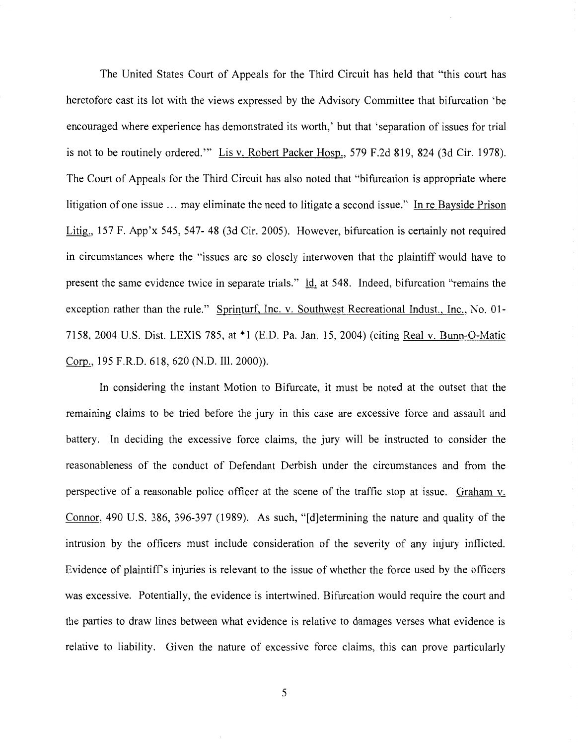The United States Court of Appeals for the Third Circuit has held that "this court has heretofore cast its lot with the views expressed by the Advisory Committee that bifurcation 'be encouraged where experience has demonstrated its worth,' but that 'separation of issues for trial is not to be routinely ordered.'" Lis v. Robert Packer Hosp., 579 F.2d 819, 824 (3d Cir. 1978). The Court of Appeals for the Third Circuit has also noted that "bifurcation is appropriate where litigation of one issue ... may eliminate the need to litigate a second issue." In re Bayside Prison Litig., 157 F. App'x 545, 547- 48 (3d Cir. 2005). However, bifurcation is certainly not required in circumstances where the "issues are so closely interwoven that the plaintiff would have to present the same evidence twice in separate trials." Id. at 548. Indeed, bifurcation "remains the exception rather than the rule." Sprinturf, Inc. v. Southwest Recreational Indust., Inc., No. 01-7158, 2004 U.S. Dist. LEXIS 785, at *1 (E.D. Pa. Jan. 15, 2004) (citing Real v. Bunn-O-Matic Corp., 195 F.R.D. 618, 620 (N.D. Ill. 2000)).

In considering the instant Motion to Bifurcate, it must be noted at the outset that the remaining claims to be tried before the jury in this case are excessive force and assault and battery. In deciding the excessive force claims, the jury will be instructed to consider the reasonableness of the conduct of Defendant Derbish under the circumstances and from the perspective of a reasonable police officer at the scene of the traffic stop at issue. Graham v. Connor, 490 U.S. 386, 396-397 (1989). As such, "[d]etermining the nature and quality of the intrusion by the officers must include consideration of the severity of any injury inflicted. Evidence of plaintiff's injuries is relevant to the issue of whether the force used by the officers was excessive. Potentially, the evidence is intertwined. Bifurcation would require the court and the parties to draw lines between what evidence is relative to damages verses what evidence is relative to liability. Given the nature of excessive force claims, this can prove particularly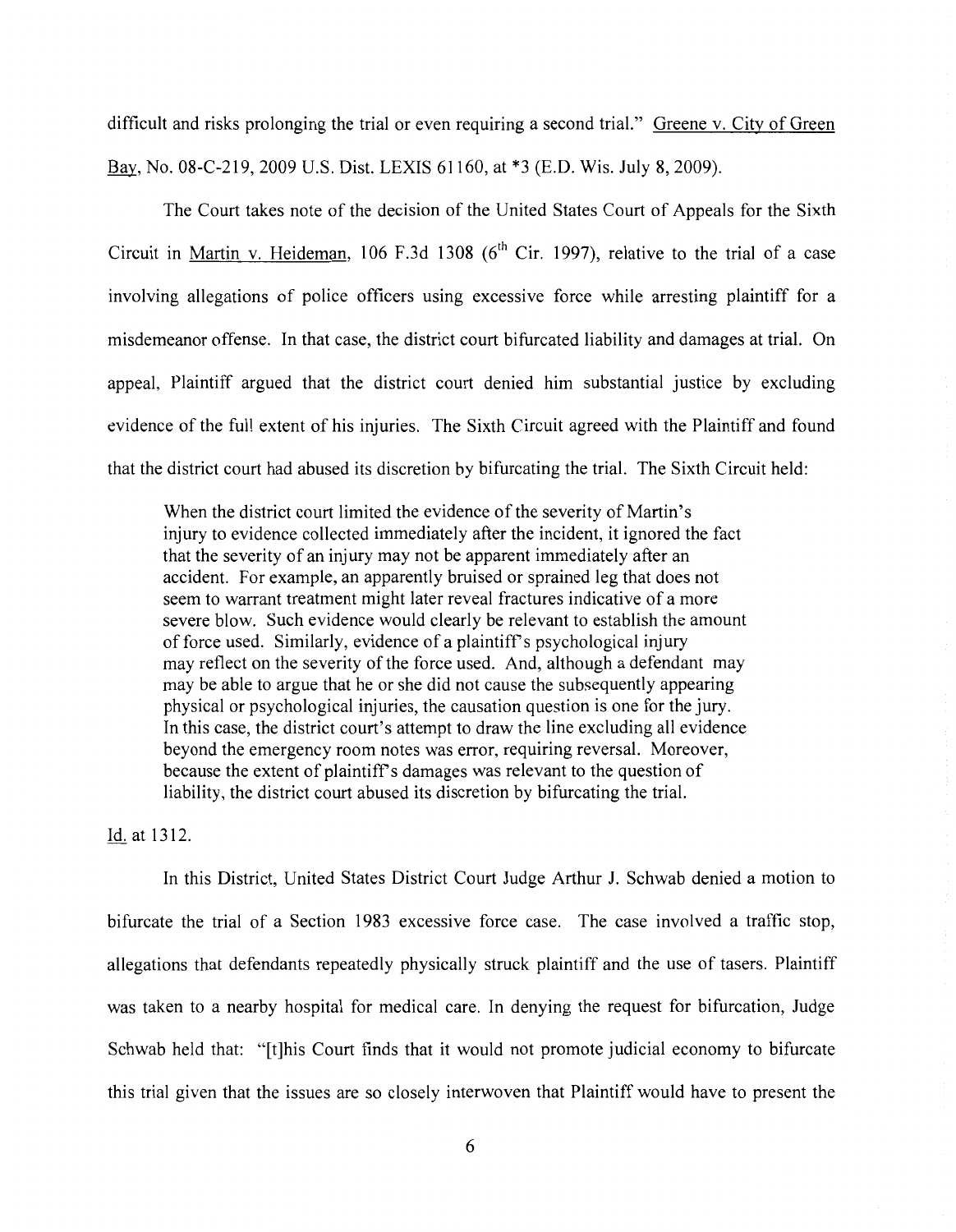difficult and risks prolonging the trial or even requiring a second trial." Greene v. City of Green Bay, No. 08-C-219, 2009 U.S. Dist. LEXIS 61160, at *3 (E.D. Wis. July 8, 2009).

The Court takes note of the decision of the United States Court of Appeals for the Sixth Circuit in Martin v. Heideman, 106 F.3d 1308 (6th Cir. 1997), relative to the trial of a case involving allegations of police officers using excessive force while arresting plaintiff for a misdemeanor offense. In that case, the district court bifurcated liability and damages at trial. On appeal, Plaintiff argued that the district court denied him substantial justice by excluding evidence of the full extent of his injuries. The Sixth Circuit agreed with the Plaintiff and found that the district court had abused its discretion by bifurcating the trial. The Sixth Circuit held:

> When the district court limited the evidence of the severity of Martin's injury to evidence collected immediately after the incident, it ignored the fact that the severity of an injury may not be apparent immediately after an accident. For example, an apparently bruised or sprained leg that does not seem to warrant treatment might later reveal fractures indicative of a more severe blow. Such evidence would clearly be relevant to establish the amount of force used. Similarly, evidence of a plaintiff's psychological injury may reflect on the severity of the force used. And, although a defendant may may be able to argue that he or she did not cause the subsequently appearing physical or psychological injuries, the causation question is one for the jury. In this case, the district court's attempt to draw the line excluding all evidence beyond the emergency room notes was error, requiring reversal. Moreover, because the extent of plaintiff's damages was relevant to the question of liability, the district court abused its discretion by bifurcating the trial.

Id. at 1312.

In this District, United States District Court Judge Arthur J. Schwab denied a motion to bifurcate the trial of a Section 1983 excessive force case. The case involved a traffic stop, allegations that defendants repeatedly physically struck plaintiff and the use of tasers. Plaintiff was taken to a nearby hospital for medical care. In denying the request for bifurcation, Judge Schwab held that: "[t]his Court finds that it would not promote judicial economy to bifurcate this trial given that the issues are so closely interwoven that Plaintiff would have to present the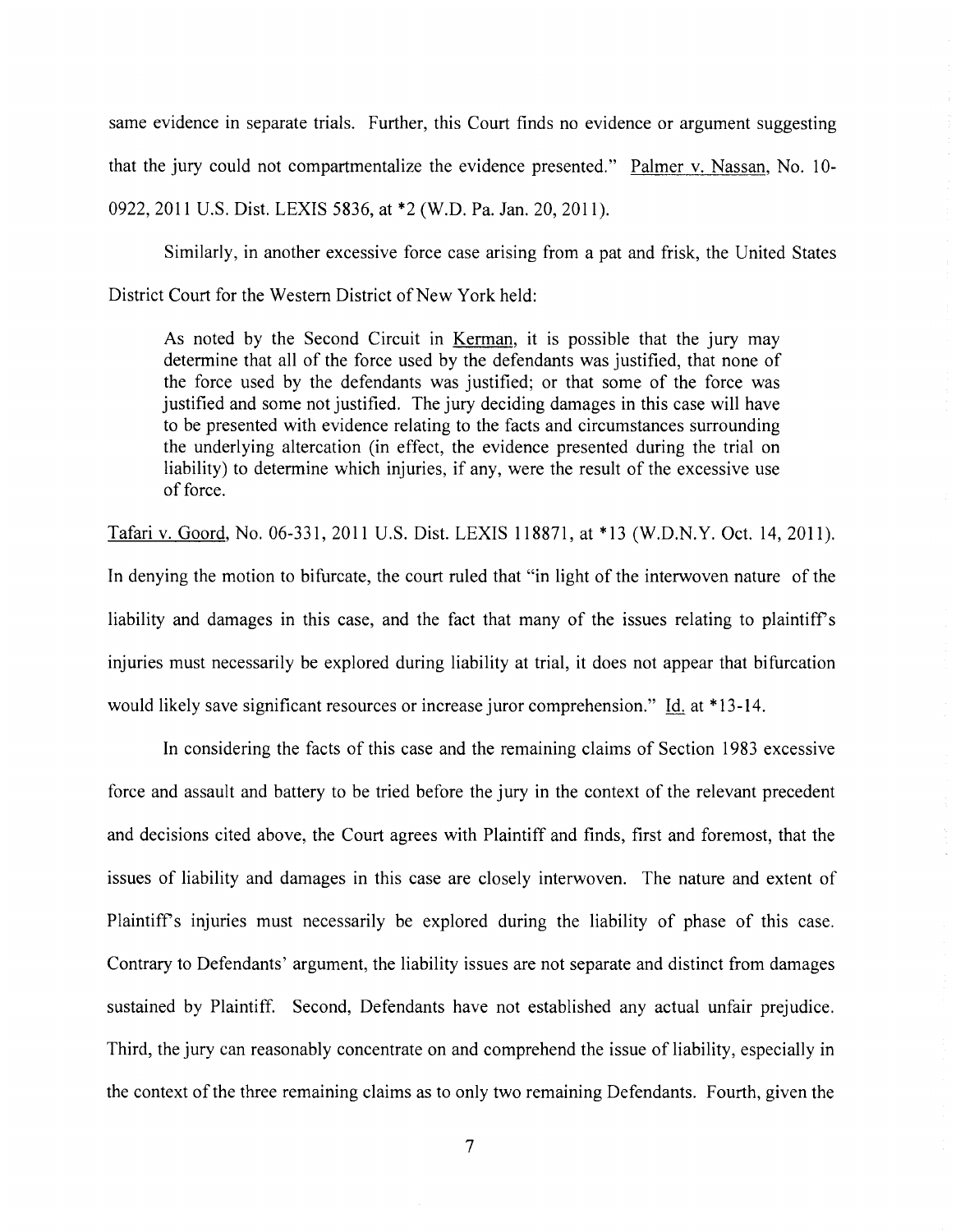same evidence in separate trials. Further, this Court finds no evidence or argument suggesting that the jury could not compartmentalize the evidence presented." Palmer v. Nassan, No. 10-0922, 2011 U.S. Dist. LEXIS 5836, at *2 (W.D. Pa. Jan. 20, 2011).

Similarly, in another excessive force case arising from a pat and frisk, the United States District Court for the Western District of New York held:

> As noted by the Second Circuit in Kerman, it is possible that the jury may determine that all of the force used by the defendants was justified, that none of the force used by the defendants was justified; or that some of the force was justified and some not justified. The jury deciding damages in this case will have to be presented with evidence relating to the facts and circumstances surrounding the underlying altercation (in effect, the evidence presented during the trial on liability) to determine which injuries, if any, were the result of the excessive use of force.

Tafari v. Goord, No. 06-331, 2011 U.S. Dist. LEXIS 118871, at *13 (W.D.N.Y. Oct. 14, 2011). In denying the motion to bifurcate, the court ruled that "in light of the interwoven nature of the liability and damages in this case, and the fact that many of the issues relating to plaintiff's injuries must necessarily be explored during liability at trial, it does not appear that bifurcation would likely save significant resources or increase juror comprehension." Id. at *13-14.

In considering the facts of this case and the remaining claims of Section 1983 excessive force and assault and battery to be tried before the jury in the context of the relevant precedent and decisions cited above, the Court agrees with Plaintiff and finds, first and foremost, that the issues of liability and damages in this case are closely interwoven. The nature and extent of Plaintiff's injuries must necessarily be explored during the liability of phase of this case. Contrary to Defendants' argument, the liability issues are not separate and distinct from damages sustained by Plaintiff. Second, Defendants have not established any actual unfair prejudice. Third, the jury can reasonably concentrate on and comprehend the issue of liability, especially in the context of the three remaining claims as to only two remaining Defendants. Fourth, given the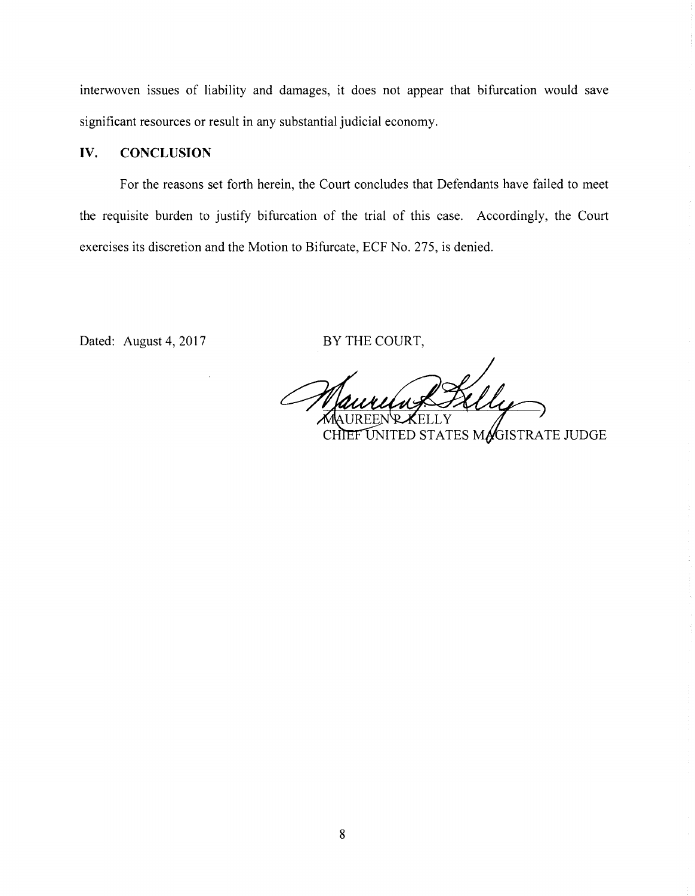interwoven issues of liability and damages, it does not appear that bifurcation would save significant resources or result in any substantial judicial economy.

## IV. CONCLUSION

For the reasons set forth herein, the Court concludes that Defendants have failed to meet the requisite burden to justify bifurcation of the trial of this case. Accordingly, the Court exercises its discretion and the Motion to Bifurcate, ECF No. 275, is denied.

Dated: August 4, 2017

BY THE COURT,

MAUREEN P. KELLY
CHIEF UNITED STATES MAGISTRATE JUDGE